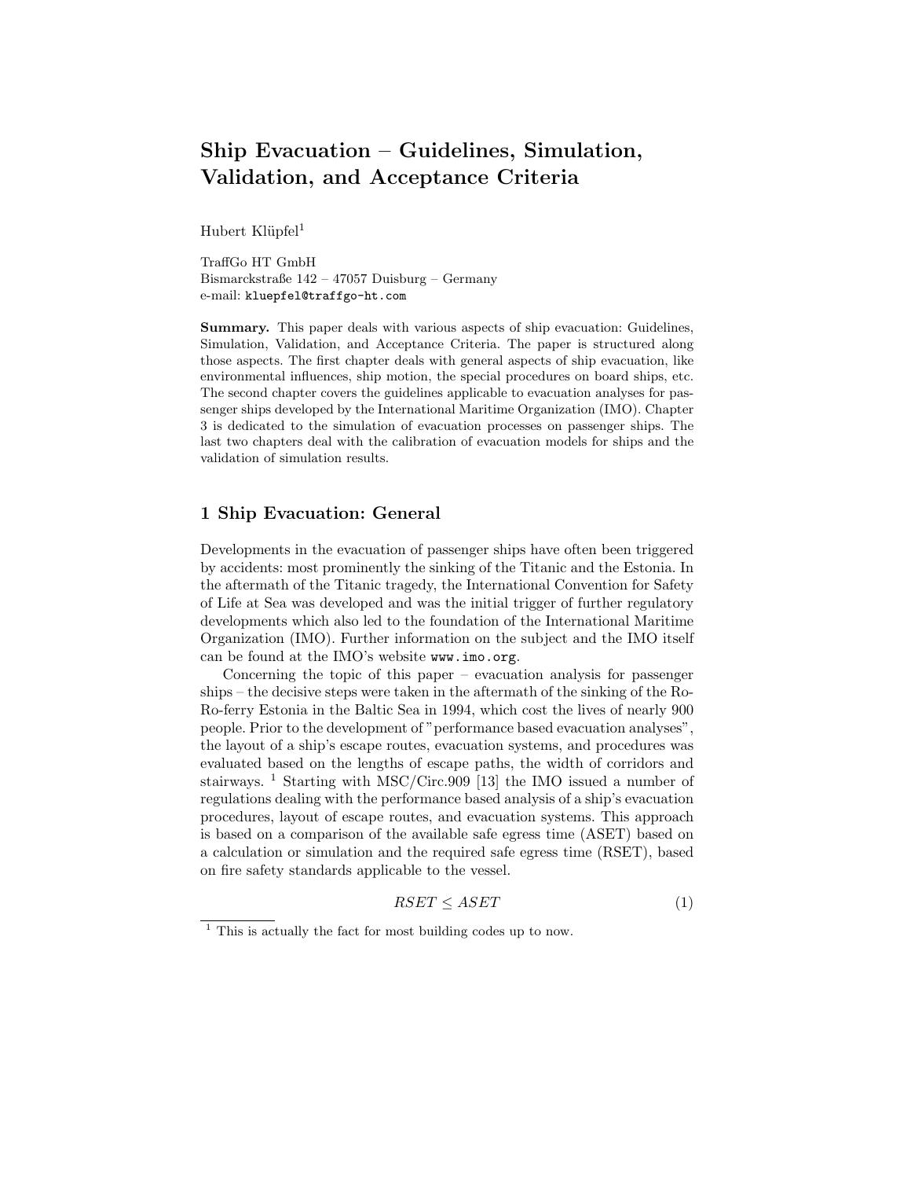# Ship Evacuation – Guidelines, Simulation, Validation, and Acceptance Criteria

Hubert Klüpfel[1]

TraffGo HT GmbH
Bismarckstraße 142 – 47057 Duisburg – Germany
e-mail: kluepfel@traffgo-ht.com

**Summary.** This paper deals with various aspects of ship evacuation: Guidelines, Simulation, Validation, and Acceptance Criteria. The paper is structured along those aspects. The first chapter deals with general aspects of ship evacuation, like environmental influences, ship motion, the special procedures on board ships, etc. The second chapter covers the guidelines applicable to evacuation analyses for passenger ships developed by the International Maritime Organization (IMO). Chapter 3 is dedicated to the simulation of evacuation processes on passenger ships. The last two chapters deal with the calibration of evacuation models for ships and the validation of simulation results.

## 1 Ship Evacuation: General

Developments in the evacuation of passenger ships have often been triggered by accidents: most prominently the sinking of the Titanic and the Estonia. In the aftermath of the Titanic tragedy, the International Convention for Safety of Life at Sea was developed and was the initial trigger of further regulatory developments which also led to the foundation of the International Maritime Organization (IMO). Further information on the subject and the IMO itself can be found at the IMO's website www.imo.org.

Concerning the topic of this paper – evacuation analysis for passenger ships – the decisive steps were taken in the aftermath of the sinking of the Ro-Ro-ferry Estonia in the Baltic Sea in 1994, which cost the lives of nearly 900 people. Prior to the development of "performance based evacuation analyses", the layout of a ship's escape routes, evacuation systems, and procedures was evaluated based on the lengths of escape paths, the width of corridors and stairways. [1] Starting with MSC/Circ.909 [13] the IMO issued a number of regulations dealing with the performance based analysis of a ship's evacuation procedures, layout of escape routes, and evacuation systems. This approach is based on a comparison of the available safe egress time (ASET) based on a calculation or simulation and the required safe egress time (RSET), based on fire safety standards applicable to the vessel.

$$RSET \leq ASET \tag{1}$$

[1] This is actually the fact for most building codes up to now.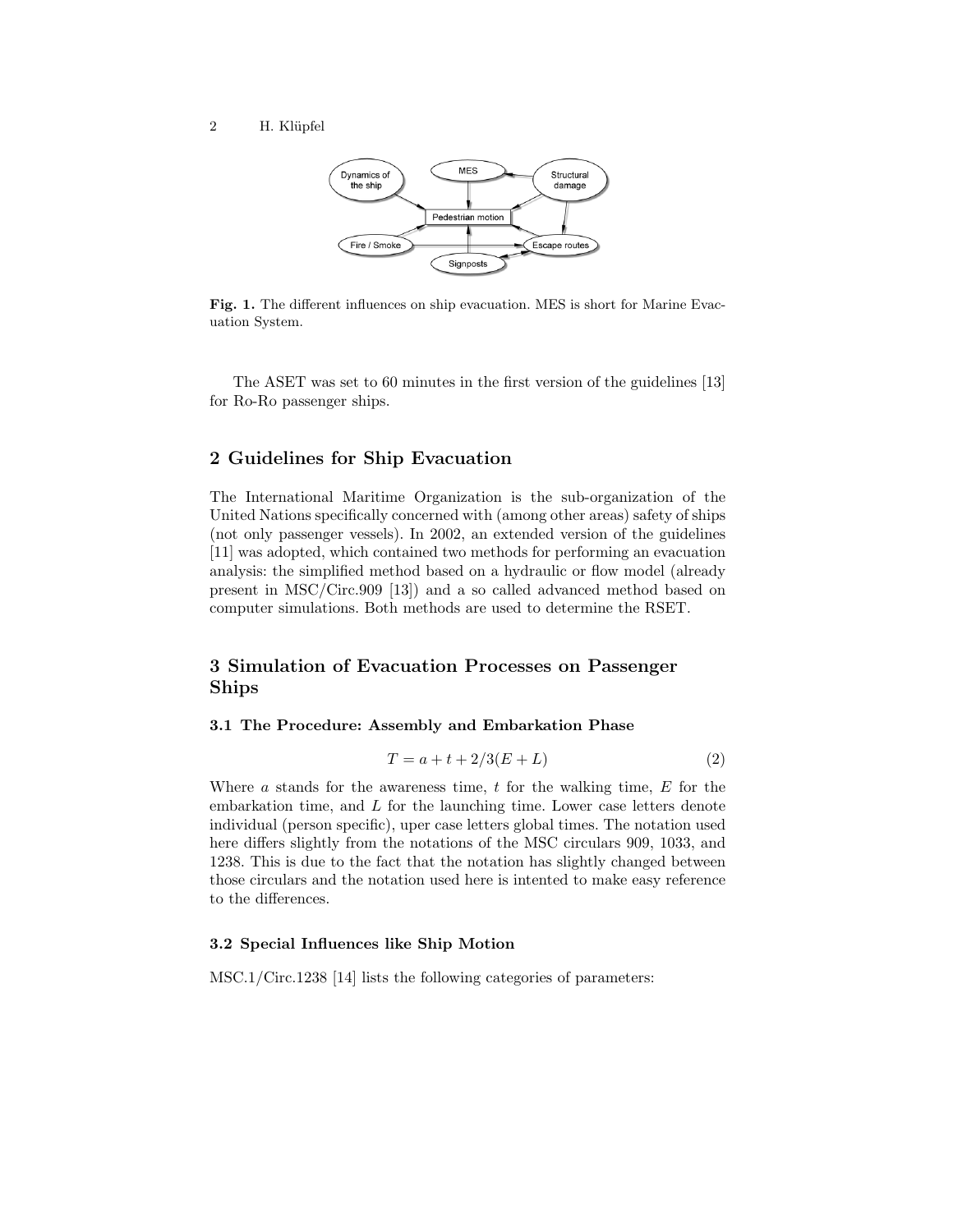Fig. 1. The different influences on ship evacuation. MES is short for Marine Evacuation System.

The ASET was set to 60 minutes in the first version of the guidelines [13] for Ro-Ro passenger ships.

## 2 Guidelines for Ship Evacuation

The International Maritime Organization is the sub-organization of the United Nations specifically concerned with (among other areas) safety of ships (not only passenger vessels). In 2002, an extended version of the guidelines [11] was adopted, which contained two methods for performing an evacuation analysis: the simplified method based on a hydraulic or flow model (already present in MSC/Circ.909 [13]) and a so called advanced method based on computer simulations. Both methods are used to determine the RSET.

## 3 Simulation of Evacuation Processes on Passenger Ships

### 3.1 The Procedure: Assembly and Embarkation Phase

$$T = a + t + 2/3(E + L) \tag{2}$$

Where $a$ stands for the awareness time, $t$ for the walking time, $E$ for the embarkation time, and $L$ for the launching time. Lower case letters denote individual (person specific), uper case letters global times. The notation used here differs slightly from the notations of the MSC circulars 909, 1033, and 1238. This is due to the fact that the notation has slightly changed between those circulars and the notation used here is intented to make easy reference to the differences.

### 3.2 Special Influences like Ship Motion

MSC.1/Circ.1238 [14] lists the following categories of parameters: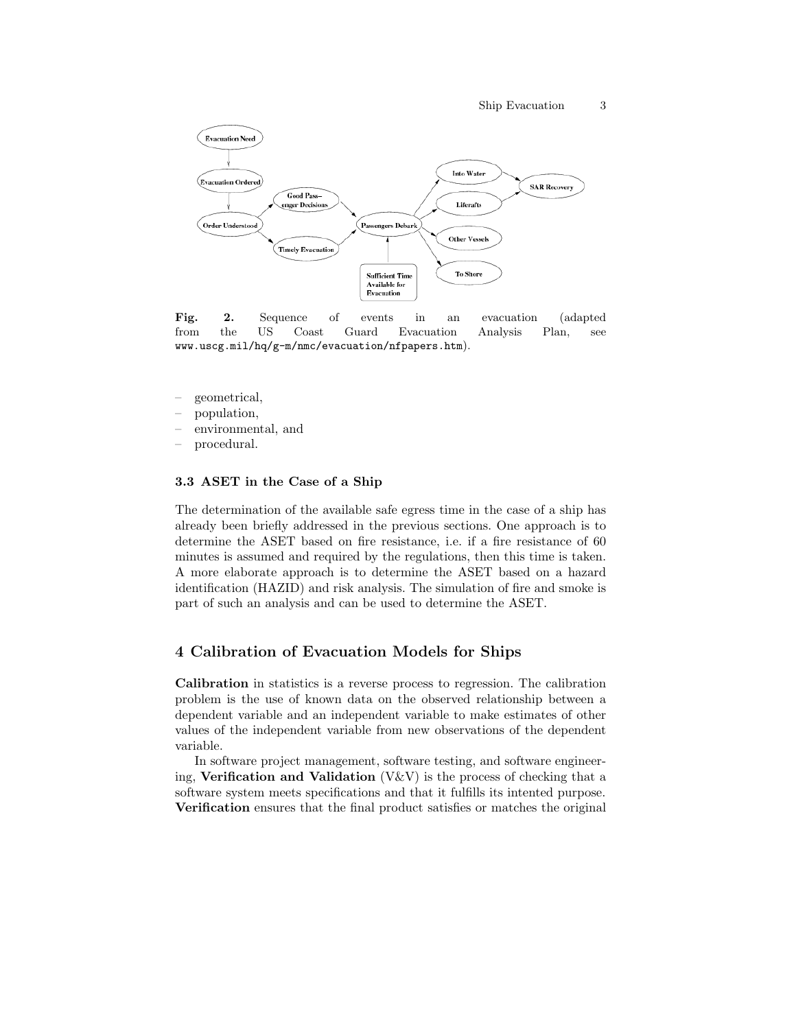Fig. 2. Sequence of events in an evacuation (adapted from the US Coast Guard Evacuation Analysis Plan, see www.uscg.mil/hq/g-m/nmc/evacuation/nfpapers.htm).

- geometrical,
- population,
- environmental, and
- procedural.

### 3.3 ASET in the Case of a Ship

The determination of the available safe egress time in the case of a ship has already been briefly addressed in the previous sections. One approach is to determine the ASET based on fire resistance, i.e. if a fire resistance of 60 minutes is assumed and required by the regulations, then this time is taken. A more elaborate approach is to determine the ASET based on a hazard identification (HAZID) and risk analysis. The simulation of fire and smoke is part of such an analysis and can be used to determine the ASET.

## 4 Calibration of Evacuation Models for Ships

**Calibration** in statistics is a reverse process to regression. The calibration problem is the use of known data on the observed relationship between a dependent variable and an independent variable to make estimates of other values of the independent variable from new observations of the dependent variable.

In software project management, software testing, and software engineering, **Verification and Validation** (V&V) is the process of checking that a software system meets specifications and that it fulfills its intented purpose. **Verification** ensures that the final product satisfies or matches the original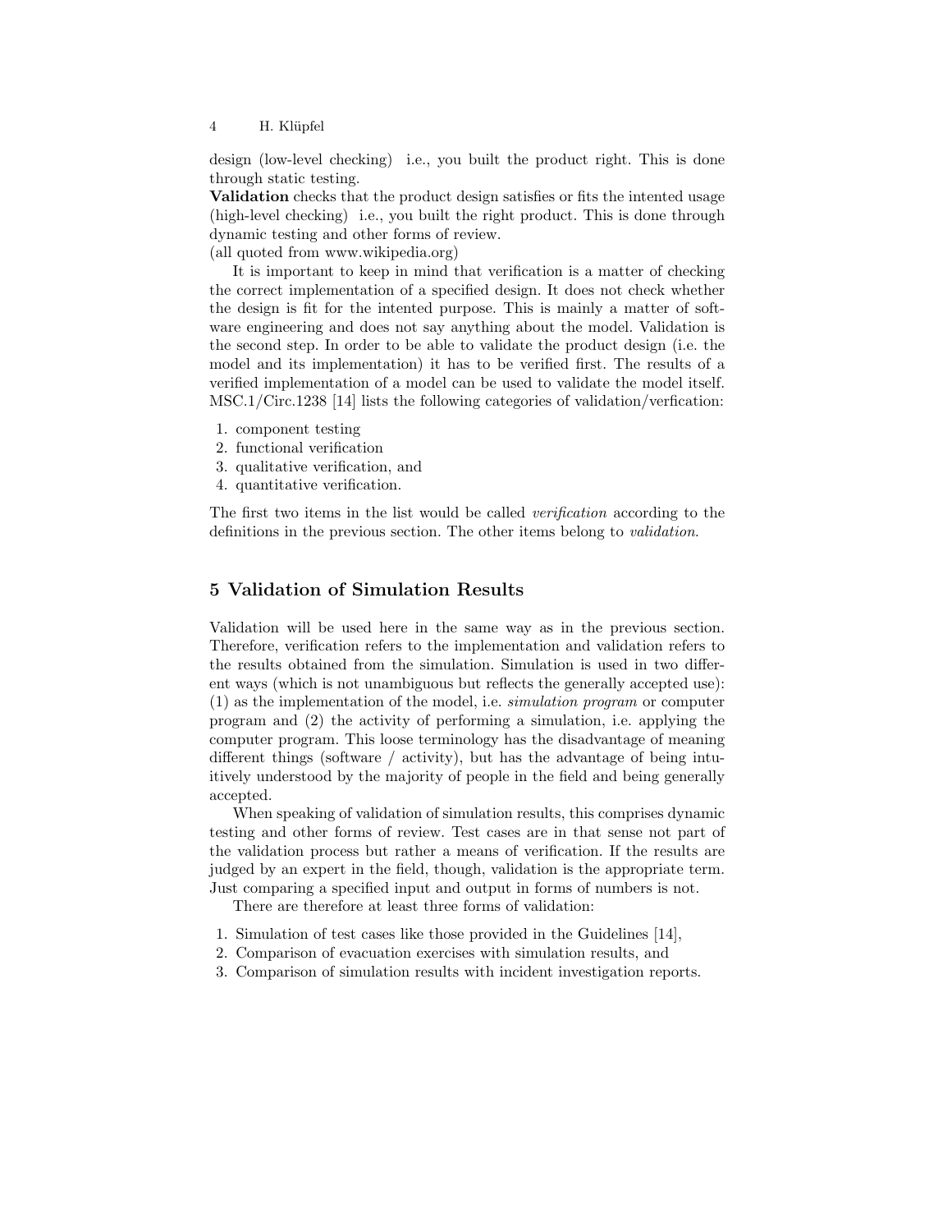design (low-level checking) i.e., you built the product right. This is done through static testing.
**Validation** checks that the product design satisfies or fits the intented usage (high-level checking) i.e., you built the right product. This is done through dynamic testing and other forms of review.
(all quoted from www.wikipedia.org)

It is important to keep in mind that verification is a matter of checking the correct implementation of a specified design. It does not check whether the design is fit for the intented purpose. This is mainly a matter of software engineering and does not say anything about the model. Validation is the second step. In order to be able to validate the product design (i.e. the model and its implementation) it has to be verified first. The results of a verified implementation of a model can be used to validate the model itself. MSC.1/Circ.1238 [14] lists the following categories of validation/verfication:

1. component testing
2. functional verification
3. qualitative verification, and
4. quantitative verification.

The first two items in the list would be called *verification* according to the definitions in the previous section. The other items belong to *validation*.

## 5 Validation of Simulation Results

Validation will be used here in the same way as in the previous section. Therefore, verification refers to the implementation and validation refers to the results obtained from the simulation. Simulation is used in two different ways (which is not unambiguous but reflects the generally accepted use): (1) as the implementation of the model, i.e. *simulation program* or computer program and (2) the activity of performing a simulation, i.e. applying the computer program. This loose terminology has the disadvantage of meaning different things (software / activity), but has the advantage of being intuitively understood by the majority of people in the field and being generally accepted.

When speaking of validation of simulation results, this comprises dynamic testing and other forms of review. Test cases are in that sense not part of the validation process but rather a means of verification. If the results are judged by an expert in the field, though, validation is the appropriate term. Just comparing a specified input and output in forms of numbers is not.

There are therefore at least three forms of validation:

1. Simulation of test cases like those provided in the Guidelines [14],
2. Comparison of evacuation exercises with simulation results, and
3. Comparison of simulation results with incident investigation reports.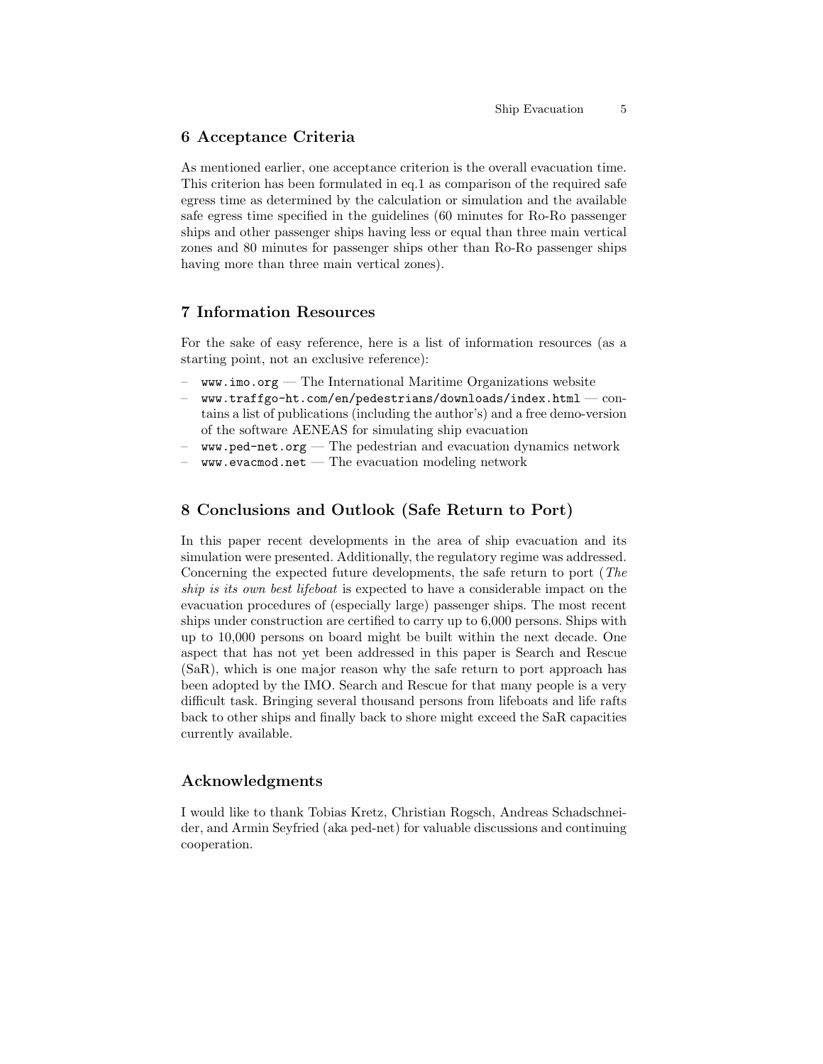## 6 Acceptance Criteria

As mentioned earlier, one acceptance criterion is the overall evacuation time. This criterion has been formulated in eq.1 as comparison of the required safe egress time as determined by the calculation or simulation and the available safe egress time specified in the guidelines (60 minutes for Ro-Ro passenger ships and other passenger ships having less or equal than three main vertical zones and 80 minutes for passenger ships other than Ro-Ro passenger ships having more than three main vertical zones).

## 7 Information Resources

For the sake of easy reference, here is a list of information resources (as a starting point, not an exclusive reference):

- `www.imo.org` — The International Maritime Organizations website
- `www.traffgo-ht.com/en/pedestrians/downloads/index.html` — contains a list of publications (including the author's) and a free demo-version of the software AENEAS for simulating ship evacuation
- `www.ped-net.org` — The pedestrian and evacuation dynamics network
- `www.evacmod.net` — The evacuation modeling network

## 8 Conclusions and Outlook (Safe Return to Port)

In this paper recent developments in the area of ship evacuation and its simulation were presented. Additionally, the regulatory regime was addressed. Concerning the expected future developments, the safe return to port (*The ship is its own best lifeboat* is expected to have a considerable impact on the evacuation procedures of (especially large) passenger ships. The most recent ships under construction are certified to carry up to 6,000 persons. Ships with up to 10,000 persons on board might be built within the next decade. One aspect that has not yet been addressed in this paper is Search and Rescue (SaR), which is one major reason why the safe return to port approach has been adopted by the IMO. Search and Rescue for that many people is a very difficult task. Bringing several thousand persons from lifeboats and life rafts back to other ships and finally back to shore might exceed the SaR capacities currently available.

## Acknowledgments

I would like to thank Tobias Kretz, Christian Rogsch, Andreas Schadschneider, and Armin Seyfried (aka ped-net) for valuable discussions and continuing cooperation.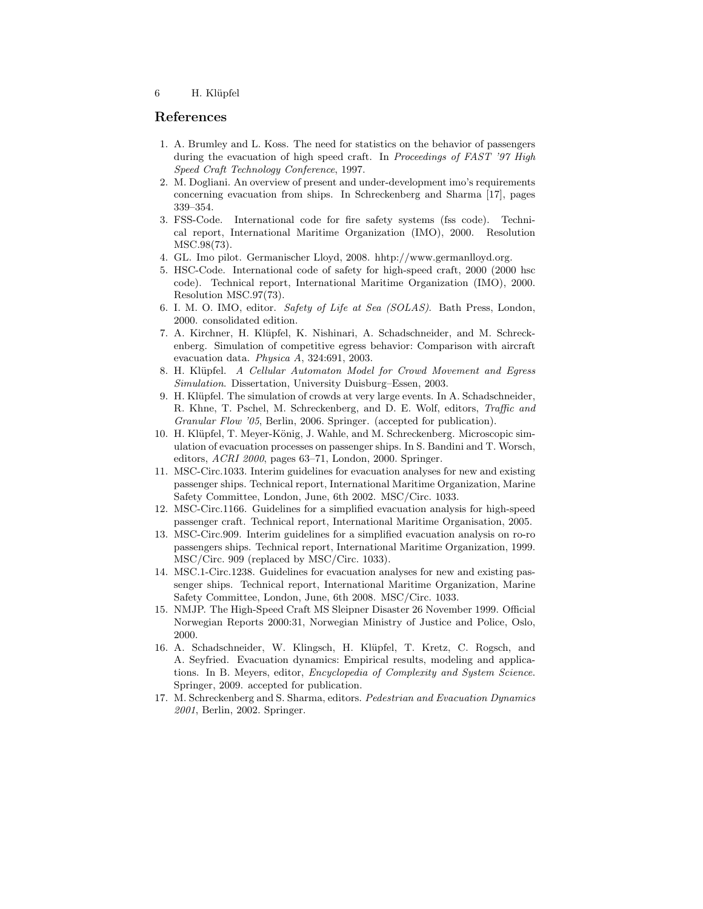## References

1. A. Brumley and L. Koss. The need for statistics on the behavior of passengers during the evacuation of high speed craft. In *Proceedings of FAST '97 High Speed Craft Technology Conference*, 1997.
2. M. Dogliani. An overview of present and under-development imo's requirements concerning evacuation from ships. In Schreckenberg and Sharma [17], pages 339–354.
3. FSS-Code. International code for fire safety systems (fss code). Technical report, International Maritime Organization (IMO), 2000. Resolution MSC.98(73).
4. GL. Imo pilot. Germanischer Lloyd, 2008. hhtp://www.germanlloyd.org.
5. HSC-Code. International code of safety for high-speed craft, 2000 (2000 hsc code). Technical report, International Maritime Organization (IMO), 2000. Resolution MSC.97(73).
6. I. M. O. IMO, editor. *Safety of Life at Sea (SOLAS)*. Bath Press, London, 2000. consolidated edition.
7. A. Kirchner, H. Klüpfel, K. Nishinari, A. Schadschneider, and M. Schreckenberg. Simulation of competitive egress behavior: Comparison with aircraft evacuation data. *Physica A*, 324:691, 2003.
8. H. Klüpfel. *A Cellular Automaton Model for Crowd Movement and Egress Simulation*. Dissertation, University Duisburg–Essen, 2003.
9. H. Klüpfel. The simulation of crowds at very large events. In A. Schadschneider, R. Khne, T. Pschel, M. Schreckenberg, and D. E. Wolf, editors, *Traffic and Granular Flow '05*, Berlin, 2006. Springer. (accepted for publication).
10. H. Klüpfel, T. Meyer-König, J. Wahle, and M. Schreckenberg. Microscopic simulation of evacuation processes on passenger ships. In S. Bandini and T. Worsch, editors, *ACRI 2000*, pages 63–71, London, 2000. Springer.
11. MSC-Circ.1033. Interim guidelines for evacuation analyses for new and existing passenger ships. Technical report, International Maritime Organization, Marine Safety Committee, London, June, 6th 2002. MSC/Circ. 1033.
12. MSC-Circ.1166. Guidelines for a simplified evacuation analysis for high-speed passenger craft. Technical report, International Maritime Organisation, 2005.
13. MSC-Circ.909. Interim guidelines for a simplified evacuation analysis on ro-ro passengers ships. Technical report, International Maritime Organization, 1999. MSC/Circ. 909 (replaced by MSC/Circ. 1033).
14. MSC.1-Circ.1238. Guidelines for evacuation analyses for new and existing passenger ships. Technical report, International Maritime Organization, Marine Safety Committee, London, June, 6th 2008. MSC/Circ. 1033.
15. NMJP. The High-Speed Craft MS Sleipner Disaster 26 November 1999. Official Norwegian Reports 2000:31, Norwegian Ministry of Justice and Police, Oslo, 2000.
16. A. Schadschneider, W. Klingsch, H. Klüpfel, T. Kretz, C. Rogsch, and A. Seyfried. Evacuation dynamics: Empirical results, modeling and applications. In B. Meyers, editor, *Encyclopedia of Complexity and System Science*. Springer, 2009. accepted for publication.
17. M. Schreckenberg and S. Sharma, editors. *Pedestrian and Evacuation Dynamics 2001*, Berlin, 2002. Springer.